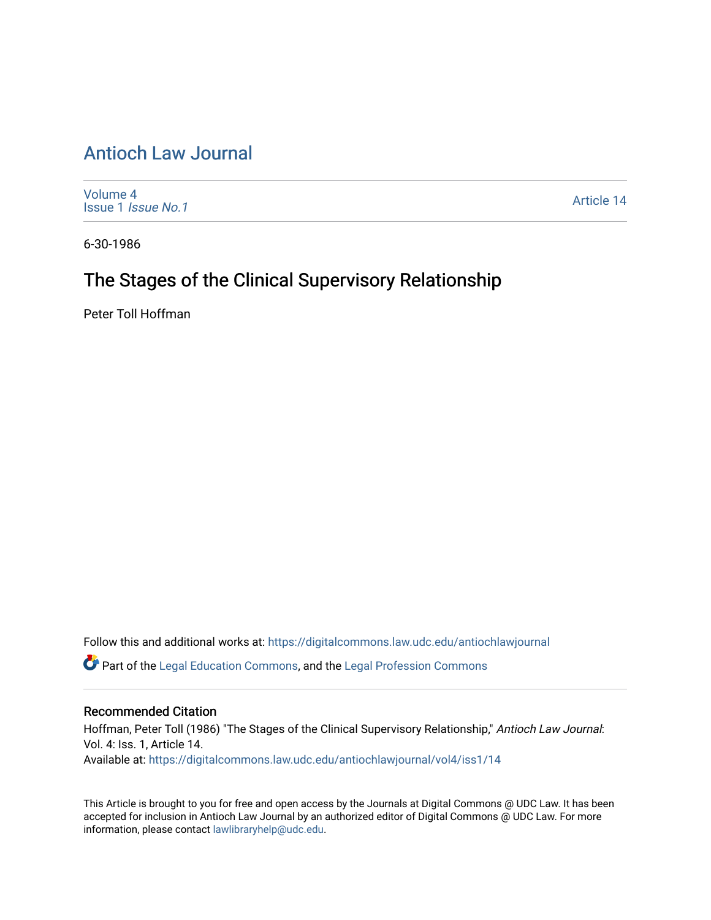# Antioch Law Journal

Volume 4
Issue 1 *Issue No.1*

Article 14

6-30-1986

## The Stages of the Clinical Supervisory Relationship

Peter Toll Hoffman

Follow this and additional works at: https://digitalcommons.law.udc.edu/antiochlawjournal

Part of the Legal Education Commons, and the Legal Profession Commons

### Recommended Citation

Hoffman, Peter Toll (1986) "The Stages of the Clinical Supervisory Relationship," *Antioch Law Journal*: Vol. 4: Iss. 1, Article 14.
Available at: https://digitalcommons.law.udc.edu/antiochlawjournal/vol4/iss1/14

This Article is brought to you for free and open access by the Journals at Digital Commons @ UDC Law. It has been accepted for inclusion in Antioch Law Journal by an authorized editor of Digital Commons @ UDC Law. For more information, please contact lawlibraryhelp@udc.edu.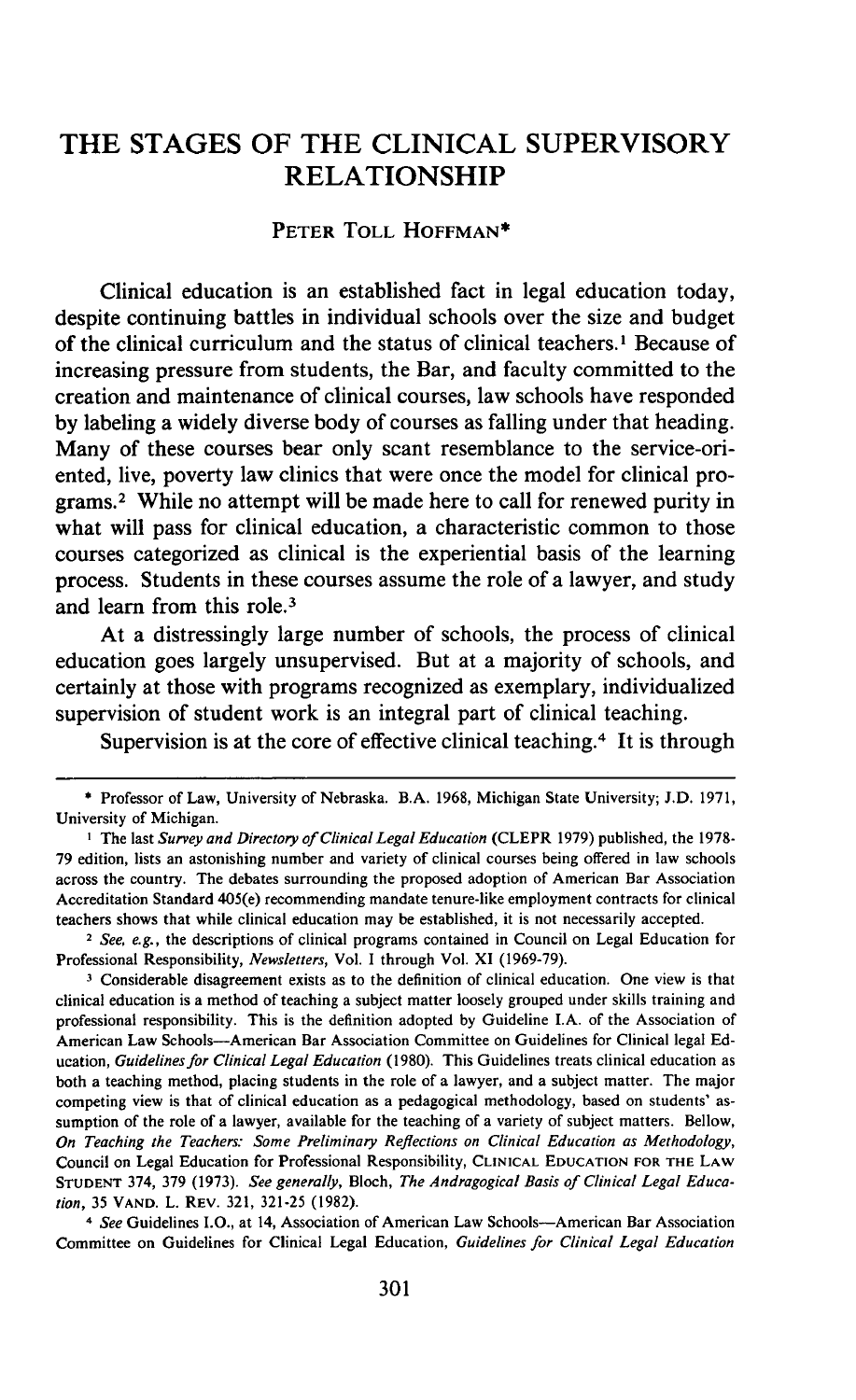# THE STAGES OF THE CLINICAL SUPERVISORY RELATIONSHIP

PETER TOLL HOFFMAN*

Clinical education is an established fact in legal education today, despite continuing battles in individual schools over the size and budget of the clinical curriculum and the status of clinical teachers.[1] Because of increasing pressure from students, the Bar, and faculty committed to the creation and maintenance of clinical courses, law schools have responded by labeling a widely diverse body of courses as falling under that heading. Many of these courses bear only scant resemblance to the service-oriented, live, poverty law clinics that were once the model for clinical programs.[2] While no attempt will be made here to call for renewed purity in what will pass for clinical education, a characteristic common to those courses categorized as clinical is the experiential basis of the learning process. Students in these courses assume the role of a lawyer, and study and learn from this role.[3]

At a distressingly large number of schools, the process of clinical education goes largely unsupervised. But at a majority of schools, and certainly at those with programs recognized as exemplary, individualized supervision of student work is an integral part of clinical teaching.

Supervision is at the core of effective clinical teaching.[4] It is through

---

\* Professor of Law, University of Nebraska. B.A. 1968, Michigan State University; J.D. 1971, University of Michigan.

[1] The last *Survey and Directory of Clinical Legal Education* (CLEPR 1979) published, the 1978-79 edition, lists an astonishing number and variety of clinical courses being offered in law schools across the country. The debates surrounding the proposed adoption of American Bar Association Accreditation Standard 405(e) recommending mandate tenure-like employment contracts for clinical teachers shows that while clinical education may be established, it is not necessarily accepted.

[2] *See, e.g.*, the descriptions of clinical programs contained in Council on Legal Education for Professional Responsibility, *Newsletters*, Vol. I through Vol. XI (1969-79).

[3] Considerable disagreement exists as to the definition of clinical education. One view is that clinical education is a method of teaching a subject matter loosely grouped under skills training and professional responsibility. This is the definition adopted by Guideline I.A. of the Association of American Law Schools—American Bar Association Committee on Guidelines for Clinical legal Education, *Guidelines for Clinical Legal Education* (1980). This Guidelines treats clinical education as both a teaching method, placing students in the role of a lawyer, and a subject matter. The major competing view is that of clinical education as a pedagogical methodology, based on students' assumption of the role of a lawyer, available for the teaching of a variety of subject matters. Bellow, *On Teaching the Teachers: Some Preliminary Reflections on Clinical Education as Methodology*, Council on Legal Education for Professional Responsibility, CLINICAL EDUCATION FOR THE LAW STUDENT 374, 379 (1973). *See generally*, Bloch, *The Andragogical Basis of Clinical Legal Education*, 35 VAND. L. REV. 321, 321-25 (1982).

[4] *See* Guidelines I.O., at 14, Association of American Law Schools—American Bar Association Committee on Guidelines for Clinical Legal Education, *Guidelines for Clinical Legal Education*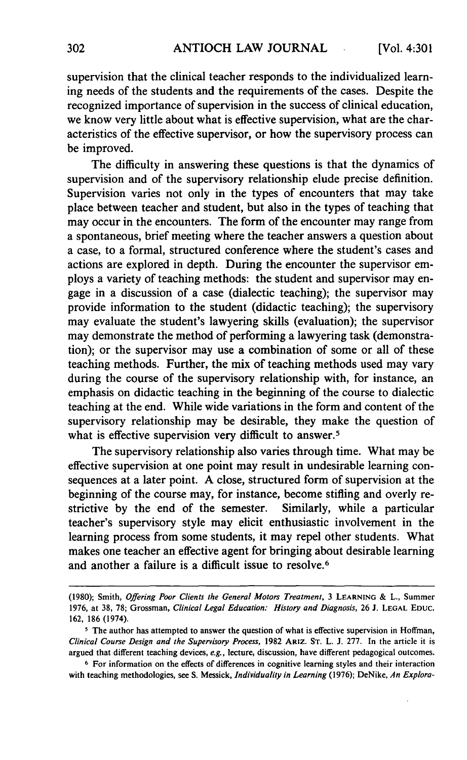supervision that the clinical teacher responds to the individualized learning needs of the students and the requirements of the cases. Despite the recognized importance of supervision in the success of clinical education, we know very little about what is effective supervision, what are the characteristics of the effective supervisor, or how the supervisory process can be improved.

The difficulty in answering these questions is that the dynamics of supervision and of the supervisory relationship elude precise definition. Supervision varies not only in the types of encounters that may take place between teacher and student, but also in the types of teaching that may occur in the encounters. The form of the encounter may range from a spontaneous, brief meeting where the teacher answers a question about a case, to a formal, structured conference where the student's cases and actions are explored in depth. During the encounter the supervisor employs a variety of teaching methods: the student and supervisor may engage in a discussion of a case (dialectic teaching); the supervisor may provide information to the student (didactic teaching); the supervisory may evaluate the student's lawyering skills (evaluation); the supervisor may demonstrate the method of performing a lawyering task (demonstration); or the supervisor may use a combination of some or all of these teaching methods. Further, the mix of teaching methods used may vary during the course of the supervisory relationship with, for instance, an emphasis on didactic teaching in the beginning of the course to dialectic teaching at the end. While wide variations in the form and content of the supervisory relationship may be desirable, they make the question of what is effective supervision very difficult to answer.[5]

The supervisory relationship also varies through time. What may be effective supervision at one point may result in undesirable learning consequences at a later point. A close, structured form of supervision at the beginning of the course may, for instance, become stifling and overly restrictive by the end of the semester. Similarly, while a particular teacher's supervisory style may elicit enthusiastic involvement in the learning process from some students, it may repel other students. What makes one teacher an effective agent for bringing about desirable learning and another a failure is a difficult issue to resolve.[6]

---

(1980); Smith, *Offering Poor Clients the General Motors Treatment*, 3 LEARNING & L., Summer 1976, at 38, 78; Grossman, *Clinical Legal Education: History and Diagnosis*, 26 J. LEGAL EDUC. 162, 186 (1974).

[5] The author has attempted to answer the question of what is effective supervision in Hoffman, *Clinical Course Design and the Supervisory Process*, 1982 ARIZ. ST. L. J. 277. In the article it is argued that different teaching devices, *e.g.*, lecture, discussion, have different pedagogical outcomes.

[6] For information on the effects of differences in cognitive learning styles and their interaction with teaching methodologies, see S. Messick, *Individuality in Learning* (1976); DeNike, *An Explora-*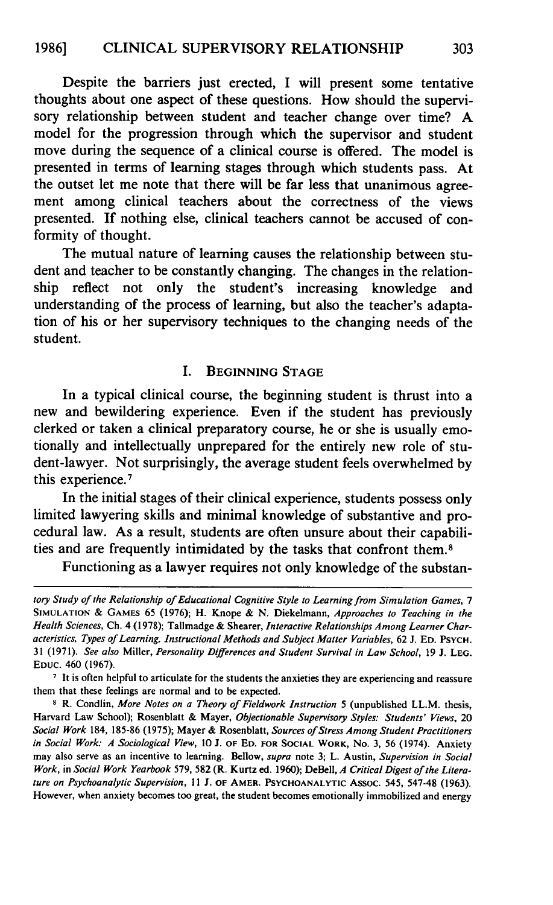Despite the barriers just erected, I will present some tentative thoughts about one aspect of these questions. How should the supervisory relationship between student and teacher change over time? A model for the progression through which the supervisor and student move during the sequence of a clinical course is offered. The model is presented in terms of learning stages through which students pass. At the outset let me note that there will be far less that unanimous agreement among clinical teachers about the correctness of the views presented. If nothing else, clinical teachers cannot be accused of conformity of thought.

The mutual nature of learning causes the relationship between student and teacher to be constantly changing. The changes in the relationship reflect not only the student's increasing knowledge and understanding of the process of learning, but also the teacher's adaptation of his or her supervisory techniques to the changing needs of the student.

## I. Beginning Stage

In a typical clinical course, the beginning student is thrust into a new and bewildering experience. Even if the student has previously clerked or taken a clinical preparatory course, he or she is usually emotionally and intellectually unprepared for the entirely new role of student-lawyer. Not surprisingly, the average student feels overwhelmed by this experience.[7]

In the initial stages of their clinical experience, students possess only limited lawyering skills and minimal knowledge of substantive and procedural law. As a result, students are often unsure about their capabilities and are frequently intimidated by the tasks that confront them.[8]

Functioning as a lawyer requires not only knowledge of the substan-

---

*tory Study of the Relationship of Educational Cognitive Style to Learning from Simulation Games*, 7 Simulation & Games 65 (1976); H. Knope & N. Diekelmann, *Approaches to Teaching in the Health Sciences*, Ch. 4 (1978); Tallmadge & Shearer, *Interactive Relationships Among Learner Characteristics, Types of Learning, Instructional Methods and Subject Matter Variables*, 62 J. Ed. Psych. 31 (1971). *See also* Miller, *Personality Differences and Student Survival in Law School*, 19 J. Leg. Educ. 460 (1967).

[7] It is often helpful to articulate for the students the anxieties they are experiencing and reassure them that these feelings are normal and to be expected.

[8] R. Condlin, *More Notes on a Theory of Fieldwork Instruction* 5 (unpublished LL.M. thesis, Harvard Law School); Rosenblatt & Mayer, *Objectionable Supervisory Styles: Students' Views*, 20 *Social Work* 184, 185-86 (1975); Mayer & Rosenblatt, *Sources of Stress Among Student Practitioners in Social Work: A Sociological View*, 10 J. of Ed. for Social Work, No. 3, 56 (1974). Anxiety may also serve as an incentive to learning. Bellow, *supra* note 3; L. Austin, *Supervision in Social Work*, in *Social Work Yearbook* 579, 582 (R. Kurtz ed. 1960); DeBell, *A Critical Digest of the Literature on Psychoanalytic Supervision*, 11 J. of Amer. Psychoanalytic Assoc. 545, 547-48 (1963). However, when anxiety becomes too great, the student becomes emotionally immobilized and energy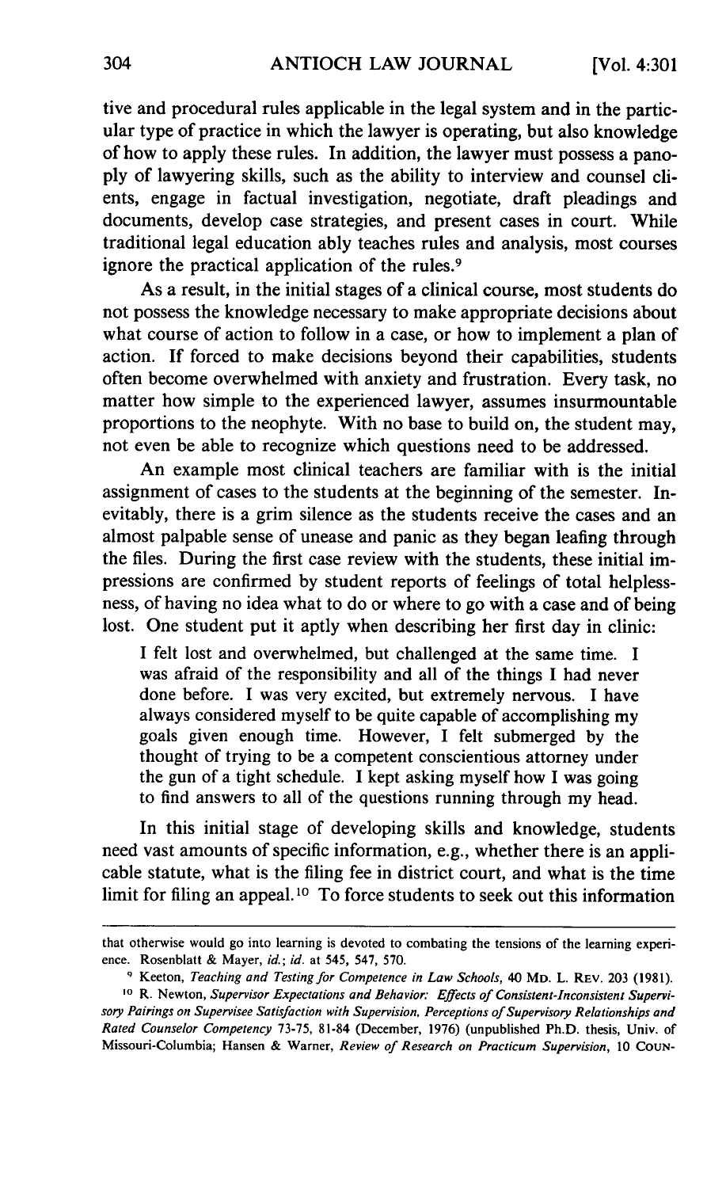tive and procedural rules applicable in the legal system and in the particular type of practice in which the lawyer is operating, but also knowledge of how to apply these rules. In addition, the lawyer must possess a panoply of lawyering skills, such as the ability to interview and counsel clients, engage in factual investigation, negotiate, draft pleadings and documents, develop case strategies, and present cases in court. While traditional legal education ably teaches rules and analysis, most courses ignore the practical application of the rules.[9]

As a result, in the initial stages of a clinical course, most students do not possess the knowledge necessary to make appropriate decisions about what course of action to follow in a case, or how to implement a plan of action. If forced to make decisions beyond their capabilities, students often become overwhelmed with anxiety and frustration. Every task, no matter how simple to the experienced lawyer, assumes insurmountable proportions to the neophyte. With no base to build on, the student may, not even be able to recognize which questions need to be addressed.

An example most clinical teachers are familiar with is the initial assignment of cases to the students at the beginning of the semester. Inevitably, there is a grim silence as the students receive the cases and an almost palpable sense of unease and panic as they began leafing through the files. During the first case review with the students, these initial impressions are confirmed by student reports of feelings of total helplessness, of having no idea what to do or where to go with a case and of being lost. One student put it aptly when describing her first day in clinic:

> I felt lost and overwhelmed, but challenged at the same time. I was afraid of the responsibility and all of the things I had never done before. I was very excited, but extremely nervous. I have always considered myself to be quite capable of accomplishing my goals given enough time. However, I felt submerged by the thought of trying to be a competent conscientious attorney under the gun of a tight schedule. I kept asking myself how I was going to find answers to all of the questions running through my head.

In this initial stage of developing skills and knowledge, students need vast amounts of specific information, e.g., whether there is an applicable statute, what is the filing fee in district court, and what is the time limit for filing an appeal.[10] To force students to seek out this information

---

that otherwise would go into learning is devoted to combating the tensions of the learning experience. Rosenblatt & Mayer, *id.*; *id.* at 545, 547, 570.

[9] Keeton, *Teaching and Testing for Competence in Law Schools*, 40 MD. L. REV. 203 (1981).

[10] R. Newton, *Supervisor Expectations and Behavior: Effects of Consistent-Inconsistent Supervisory Pairings on Supervisee Satisfaction with Supervision, Perceptions of Supervisory Relationships and Rated Counselor Competency* 73-75, 81-84 (December, 1976) (unpublished Ph.D. thesis, Univ. of Missouri-Columbia; Hansen & Warner, *Review of Research on Practicum Supervision*, 10 COUN-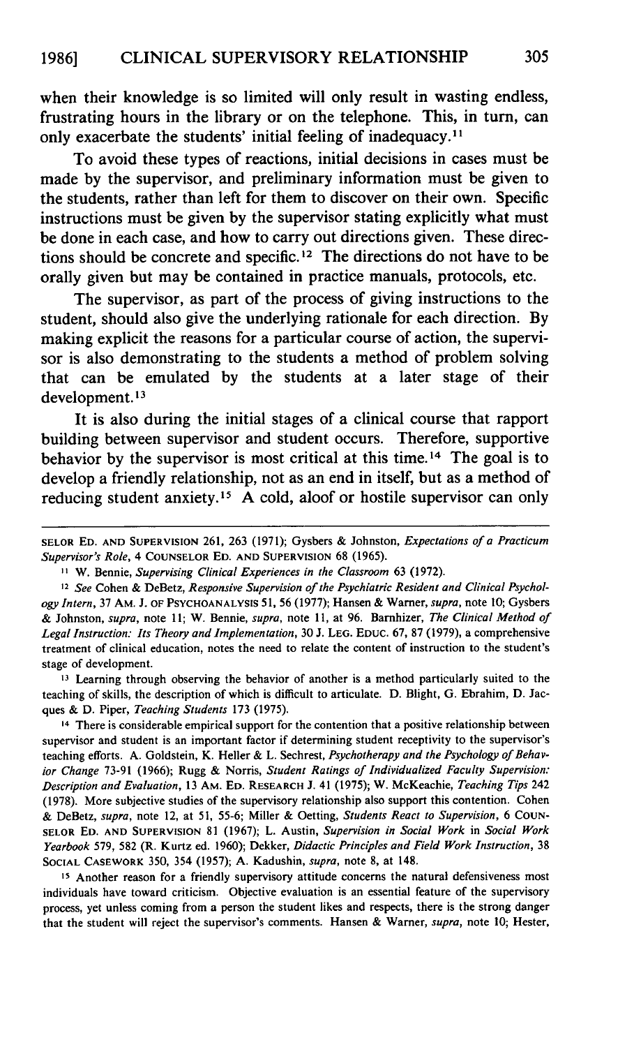when their knowledge is so limited will only result in wasting endless, frustrating hours in the library or on the telephone. This, in turn, can only exacerbate the students' initial feeling of inadequacy.[11]

To avoid these types of reactions, initial decisions in cases must be made by the supervisor, and preliminary information must be given to the students, rather than left for them to discover on their own. Specific instructions must be given by the supervisor stating explicitly what must be done in each case, and how to carry out directions given. These directions should be concrete and specific.[12] The directions do not have to be orally given but may be contained in practice manuals, protocols, etc.

The supervisor, as part of the process of giving instructions to the student, should also give the underlying rationale for each direction. By making explicit the reasons for a particular course of action, the supervisor is also demonstrating to the students a method of problem solving that can be emulated by the students at a later stage of their development.[13]

It is also during the initial stages of a clinical course that rapport building between supervisor and student occurs. Therefore, supportive behavior by the supervisor is most critical at this time.[14] The goal is to develop a friendly relationship, not as an end in itself, but as a method of reducing student anxiety.[15] A cold, aloof or hostile supervisor can only

---

SELOR ED. AND SUPERVISION 261, 263 (1971); Gysbers & Johnston, *Expectations of a Practicum Supervisor's Role*, 4 COUNSELOR ED. AND SUPERVISION 68 (1965).

[11] W. Bennie, *Supervising Clinical Experiences in the Classroom* 63 (1972).

[12] *See* Cohen & DeBetz, *Responsive Supervision of the Psychiatric Resident and Clinical Psychology Intern*, 37 AM. J. OF PSYCHOANALYSIS 51, 56 (1977); Hansen & Warner, *supra*, note 10; Gysbers & Johnston, *supra*, note 11; W. Bennie, *supra*, note 11, at 96. Barnhizer, *The Clinical Method of Legal Instruction: Its Theory and Implementation*, 30 J. LEG. EDUC. 67, 87 (1979), a comprehensive treatment of clinical education, notes the need to relate the content of instruction to the student's stage of development.

[13] Learning through observing the behavior of another is a method particularly suited to the teaching of skills, the description of which is difficult to articulate. D. Blight, G. Ebrahim, D. Jacques & D. Piper, *Teaching Students* 173 (1975).

[14] There is considerable empirical support for the contention that a positive relationship between supervisor and student is an important factor if determining student receptivity to the supervisor's teaching efforts. A. Goldstein, K. Heller & L. Sechrest, *Psychotherapy and the Psychology of Behavior Change* 73-91 (1966); Rugg & Norris, *Student Ratings of Individualized Faculty Supervision: Description and Evaluation*, 13 AM. ED. RESEARCH J. 41 (1975); W. McKeachie, *Teaching Tips* 242 (1978). More subjective studies of the supervisory relationship also support this contention. Cohen & DeBetz, *supra*, note 12, at 51, 55-6; Miller & Oetting, *Students React to Supervision*, 6 COUNSELOR ED. AND SUPERVISION 81 (1967); L. Austin, *Supervision in Social Work* in *Social Work Yearbook* 579, 582 (R. Kurtz ed. 1960); Dekker, *Didactic Principles and Field Work Instruction*, 38 SOCIAL CASEWORK 350, 354 (1957); A. Kadushin, *supra*, note 8, at 148.

[15] Another reason for a friendly supervisory attitude concerns the natural defensiveness most individuals have toward criticism. Objective evaluation is an essential feature of the supervisory process, yet unless coming from a person the student likes and respects, there is the strong danger that the student will reject the supervisor's comments. Hansen & Warner, *supra*, note 10; Hester,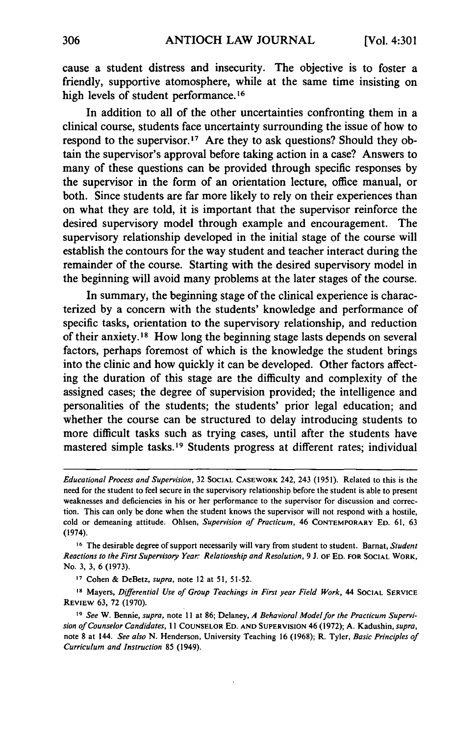cause a student distress and insecurity. The objective is to foster a friendly, supportive atomosphere, while at the same time insisting on high levels of student performance.[16]

In addition to all of the other uncertainties confronting them in a clinical course, students face uncertainty surrounding the issue of how to respond to the supervisor.[17] Are they to ask questions? Should they obtain the supervisor's approval before taking action in a case? Answers to many of these questions can be provided through specific responses by the supervisor in the form of an orientation lecture, office manual, or both. Since students are far more likely to rely on their experiences than on what they are told, it is important that the supervisor reinforce the desired supervisory model through example and encouragement. The supervisory relationship developed in the initial stage of the course will establish the contours for the way student and teacher interact during the remainder of the course. Starting with the desired supervisory model in the beginning will avoid many problems at the later stages of the course.

In summary, the beginning stage of the clinical experience is characterized by a concern with the students' knowledge and performance of specific tasks, orientation to the supervisory relationship, and reduction of their anxiety.[18] How long the beginning stage lasts depends on several factors, perhaps foremost of which is the knowledge the student brings into the clinic and how quickly it can be developed. Other factors affecting the duration of this stage are the difficulty and complexity of the assigned cases; the degree of supervision provided; the intelligence and personalities of the students; the students' prior legal education; and whether the course can be structured to delay introducing students to more difficult tasks such as trying cases, until after the students have mastered simple tasks.[19] Students progress at different rates; individual

---

*Educational Process and Supervision*, 32 Social Casework 242, 243 (1951). Related to this is the need for the student to feel secure in the supervisory relationship before the student is able to present weaknesses and deficiencies in his or her performance to the supervisor for discussion and correction. This can only be done when the student knows the supervisor will not respond with a hostile, cold or demeaning attitude. Ohlsen, *Supervision of Practicum*, 46 Contemporary Ed. 61, 63 (1974).

[16] The desirable degree of support necessarily will vary from student to student. Barnat, *Student Reactions to the First Supervisory Year: Relationship and Resolution*, 9 J. of Ed. for Social Work, No. 3, 3, 6 (1973).

[17] Cohen & DeBetz, *supra*, note 12 at 51, 51-52.

[18] Mayers, *Differential Use of Group Teachings in First year Field Work*, 44 Social Service Review 63, 72 (1970).

[19] *See* W. Bennie, *supra*, note 11 at 86; Delaney, *A Behavioral Model for the Practicum Supervision of Counselor Candidates*, 11 Counselor Ed. and Supervision 46 (1972); A. Kadushin, *supra*, note 8 at 144. *See also* N. Henderson, University Teaching 16 (1968); R. Tyler, *Basic Principles of Curriculum and Instruction* 85 (1949).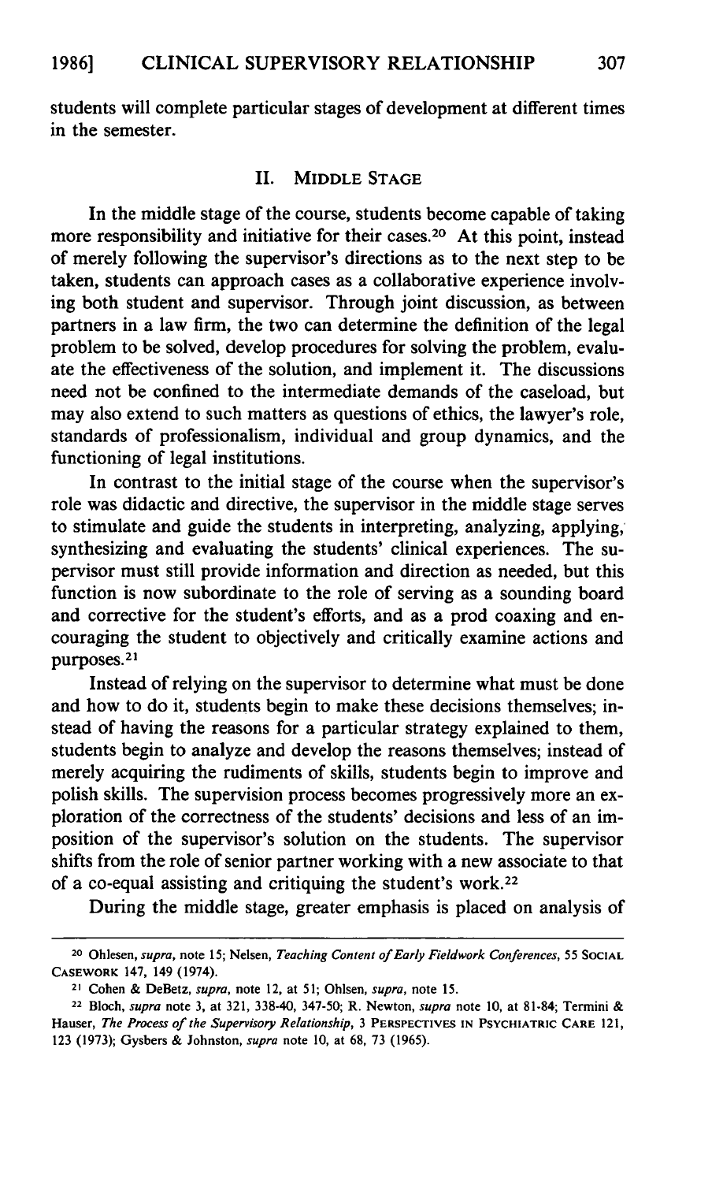students will complete particular stages of development at different times in the semester.

## II. Middle Stage

In the middle stage of the course, students become capable of taking more responsibility and initiative for their cases.[20] At this point, instead of merely following the supervisor's directions as to the next step to be taken, students can approach cases as a collaborative experience involving both student and supervisor. Through joint discussion, as between partners in a law firm, the two can determine the definition of the legal problem to be solved, develop procedures for solving the problem, evaluate the effectiveness of the solution, and implement it. The discussions need not be confined to the intermediate demands of the caseload, but may also extend to such matters as questions of ethics, the lawyer's role, standards of professionalism, individual and group dynamics, and the functioning of legal institutions.

In contrast to the initial stage of the course when the supervisor's role was didactic and directive, the supervisor in the middle stage serves to stimulate and guide the students in interpreting, analyzing, applying, synthesizing and evaluating the students' clinical experiences. The supervisor must still provide information and direction as needed, but this function is now subordinate to the role of serving as a sounding board and corrective for the student's efforts, and as a prod coaxing and encouraging the student to objectively and critically examine actions and purposes.[21]

Instead of relying on the supervisor to determine what must be done and how to do it, students begin to make these decisions themselves; instead of having the reasons for a particular strategy explained to them, students begin to analyze and develop the reasons themselves; instead of merely acquiring the rudiments of skills, students begin to improve and polish skills. The supervision process becomes progressively more an exploration of the correctness of the students' decisions and less of an imposition of the supervisor's solution on the students. The supervisor shifts from the role of senior partner working with a new associate to that of a co-equal assisting and critiquing the student's work.[22]

During the middle stage, greater emphasis is placed on analysis of

---

[20] Ohlesen, *supra*, note 15; Nelsen, *Teaching Content of Early Fieldwork Conferences*, 55 Social Casework 147, 149 (1974).

[21] Cohen & DeBetz, *supra*, note 12, at 51; Ohlsen, *supra*, note 15.

[22] Bloch, *supra* note 3, at 321, 338-40, 347-50; R. Newton, *supra* note 10, at 81-84; Termini & Hauser, *The Process of the Supervisory Relationship*, 3 Perspectives in Psychiatric Care 121, 123 (1973); Gysbers & Johnston, *supra* note 10, at 68, 73 (1965).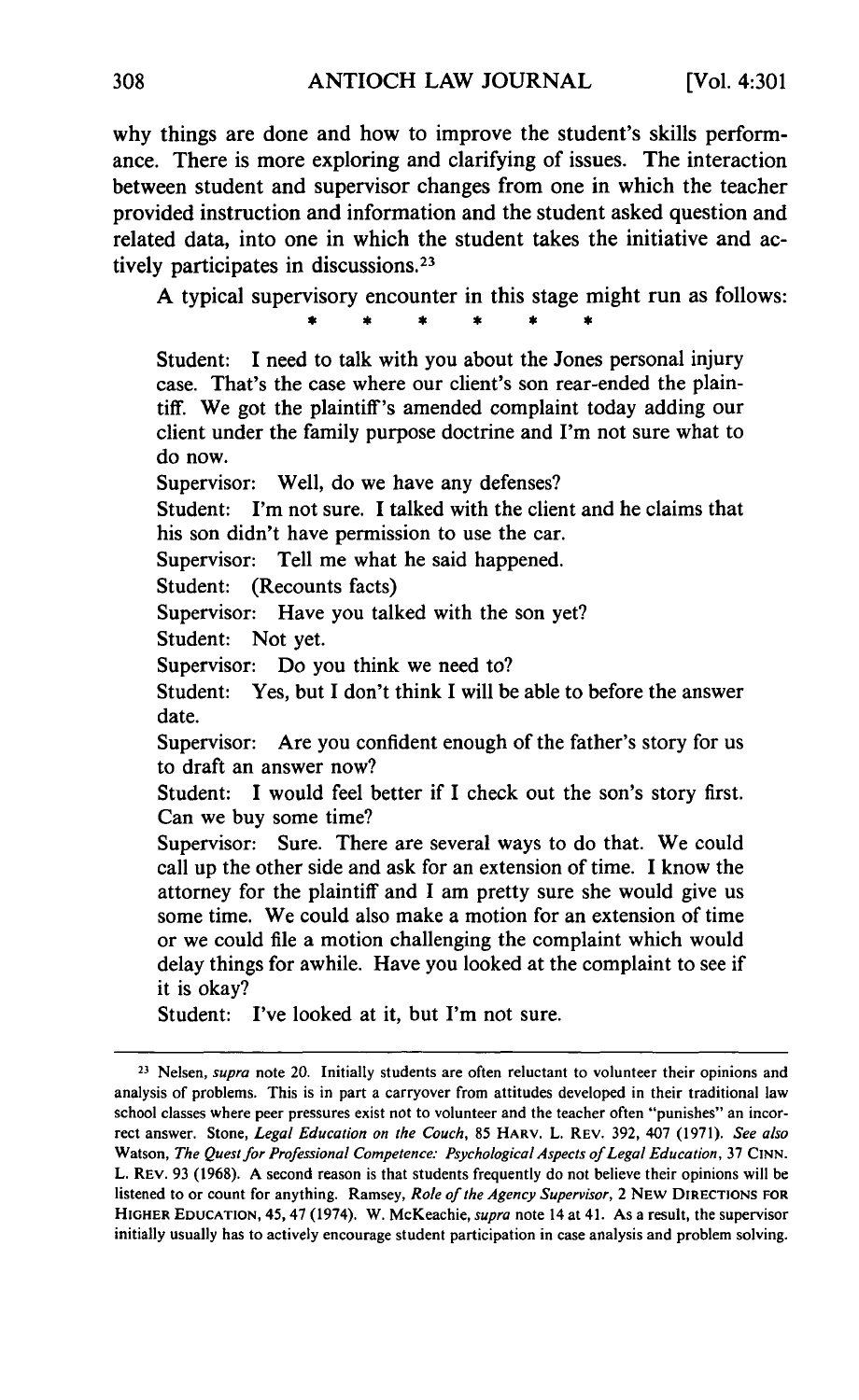why things are done and how to improve the student's skills performance. There is more exploring and clarifying of issues. The interaction between student and supervisor changes from one in which the teacher provided instruction and information and the student asked question and related data, into one in which the student takes the initiative and actively participates in discussions.[23]

A typical supervisory encounter in this stage might run as follows:

\* \* \* \* \* \*

Student: I need to talk with you about the Jones personal injury case. That's the case where our client's son rear-ended the plaintiff. We got the plaintiff's amended complaint today adding our client under the family purpose doctrine and I'm not sure what to do now.

Supervisor: Well, do we have any defenses?

Student: I'm not sure. I talked with the client and he claims that his son didn't have permission to use the car.

Supervisor: Tell me what he said happened.

Student: (Recounts facts)

Supervisor: Have you talked with the son yet?

Student: Not yet.

Supervisor: Do you think we need to?

Student: Yes, but I don't think I will be able to before the answer date.

Supervisor: Are you confident enough of the father's story for us to draft an answer now?

Student: I would feel better if I check out the son's story first. Can we buy some time?

Supervisor: Sure. There are several ways to do that. We could call up the other side and ask for an extension of time. I know the attorney for the plaintiff and I am pretty sure she would give us some time. We could also make a motion for an extension of time or we could file a motion challenging the complaint which would delay things for awhile. Have you looked at the complaint to see if it is okay?

Student: I've looked at it, but I'm not sure.

---

[23] Nelsen, *supra* note 20. Initially students are often reluctant to volunteer their opinions and analysis of problems. This is in part a carryover from attitudes developed in their traditional law school classes where peer pressures exist not to volunteer and the teacher often "punishes" an incorrect answer. Stone, *Legal Education on the Couch*, 85 HARV. L. REV. 392, 407 (1971). *See also* Watson, *The Quest for Professional Competence: Psychological Aspects of Legal Education*, 37 CINN. L. REV. 93 (1968). A second reason is that students frequently do not believe their opinions will be listened to or count for anything. Ramsey, *Role of the Agency Supervisor*, 2 NEW DIRECTIONS FOR HIGHER EDUCATION, 45, 47 (1974). W. McKeachie, *supra* note 14 at 41. As a result, the supervisor initially usually has to actively encourage student participation in case analysis and problem solving.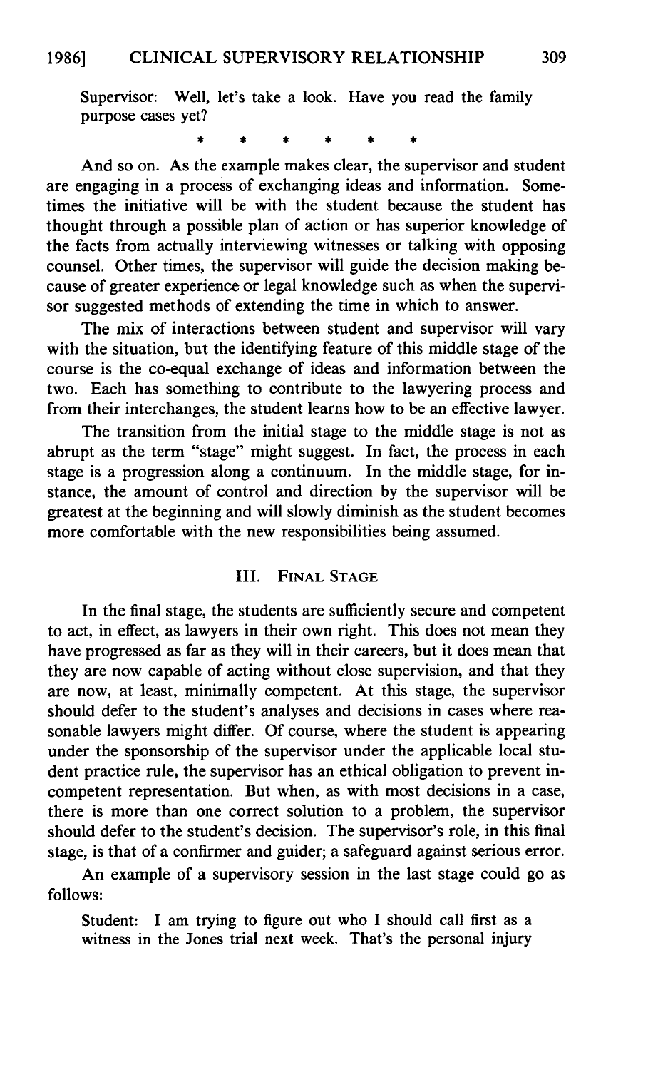Supervisor: Well, let's take a look. Have you read the family purpose cases yet?

\* \* \* \* \* \*

And so on. As the example makes clear, the supervisor and student are engaging in a process of exchanging ideas and information. Sometimes the initiative will be with the student because the student has thought through a possible plan of action or has superior knowledge of the facts from actually interviewing witnesses or talking with opposing counsel. Other times, the supervisor will guide the decision making because of greater experience or legal knowledge such as when the supervisor suggested methods of extending the time in which to answer.

The mix of interactions between student and supervisor will vary with the situation, but the identifying feature of this middle stage of the course is the co-equal exchange of ideas and information between the two. Each has something to contribute to the lawyering process and from their interchanges, the student learns how to be an effective lawyer.

The transition from the initial stage to the middle stage is not as abrupt as the term "stage" might suggest. In fact, the process in each stage is a progression along a continuum. In the middle stage, for instance, the amount of control and direction by the supervisor will be greatest at the beginning and will slowly diminish as the student becomes more comfortable with the new responsibilities being assumed.

## III. Final Stage

In the final stage, the students are sufficiently secure and competent to act, in effect, as lawyers in their own right. This does not mean they have progressed as far as they will in their careers, but it does mean that they are now capable of acting without close supervision, and that they are now, at least, minimally competent. At this stage, the supervisor should defer to the student's analyses and decisions in cases where reasonable lawyers might differ. Of course, where the student is appearing under the sponsorship of the supervisor under the applicable local student practice rule, the supervisor has an ethical obligation to prevent incompetent representation. But when, as with most decisions in a case, there is more than one correct solution to a problem, the supervisor should defer to the student's decision. The supervisor's role, in this final stage, is that of a confirmer and guider; a safeguard against serious error.

An example of a supervisory session in the last stage could go as follows:

Student: I am trying to figure out who I should call first as a witness in the Jones trial next week. That's the personal injury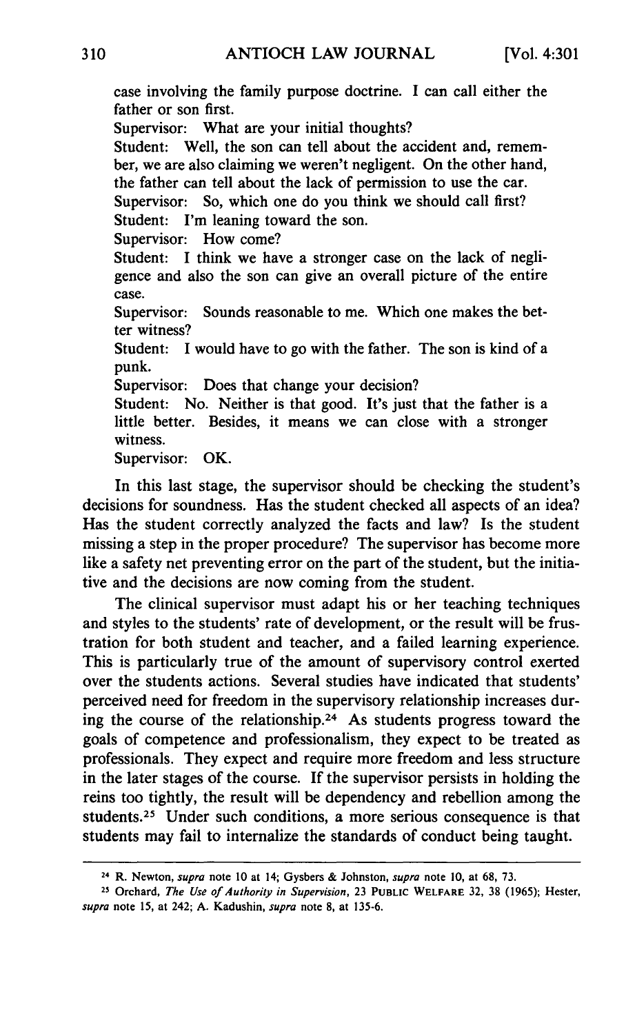case involving the family purpose doctrine. I can call either the father or son first.

Supervisor: What are your initial thoughts?

Student: Well, the son can tell about the accident and, remember, we are also claiming we weren't negligent. On the other hand, the father can tell about the lack of permission to use the car.

Supervisor: So, which one do you think we should call first?

Student: I'm leaning toward the son.

Supervisor: How come?

Student: I think we have a stronger case on the lack of negligence and also the son can give an overall picture of the entire case.

Supervisor: Sounds reasonable to me. Which one makes the better witness?

Student: I would have to go with the father. The son is kind of a punk.

Supervisor: Does that change your decision?

Student: No. Neither is that good. It's just that the father is a little better. Besides, it means we can close with a stronger witness.

Supervisor: OK.

In this last stage, the supervisor should be checking the student's decisions for soundness. Has the student checked all aspects of an idea? Has the student correctly analyzed the facts and law? Is the student missing a step in the proper procedure? The supervisor has become more like a safety net preventing error on the part of the student, but the initiative and the decisions are now coming from the student.

The clinical supervisor must adapt his or her teaching techniques and styles to the students' rate of development, or the result will be frustration for both student and teacher, and a failed learning experience. This is particularly true of the amount of supervisory control exerted over the students actions. Several studies have indicated that students' perceived need for freedom in the supervisory relationship increases during the course of the relationship.[24] As students progress toward the goals of competence and professionalism, they expect to be treated as professionals. They expect and require more freedom and less structure in the later stages of the course. If the supervisor persists in holding the reins too tightly, the result will be dependency and rebellion among the students.[25] Under such conditions, a more serious consequence is that students may fail to internalize the standards of conduct being taught.

---

[24] R. Newton, *supra* note 10 at 14; Gysbers & Johnston, *supra* note 10, at 68, 73.

[25] Orchard, *The Use of Authority in Supervision*, 23 PUBLIC WELFARE 32, 38 (1965); Hester, *supra* note 15, at 242; A. Kadushin, *supra* note 8, at 135-6.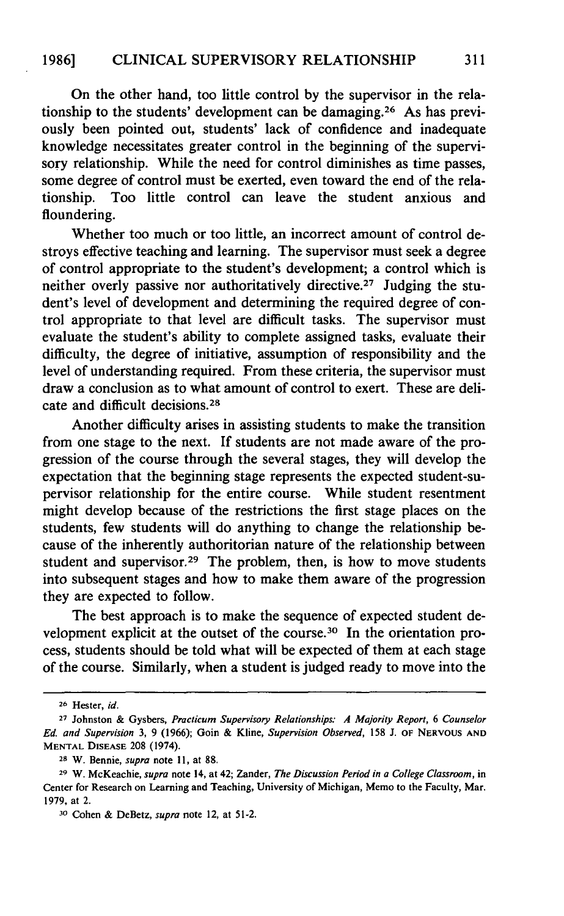On the other hand, too little control by the supervisor in the relationship to the students' development can be damaging.[26] As has previously been pointed out, students' lack of confidence and inadequate knowledge necessitates greater control in the beginning of the supervisory relationship. While the need for control diminishes as time passes, some degree of control must be exerted, even toward the end of the relationship. Too little control can leave the student anxious and floundering.

Whether too much or too little, an incorrect amount of control destroys effective teaching and learning. The supervisor must seek a degree of control appropriate to the student's development; a control which is neither overly passive nor authoritatively directive.[27] Judging the student's level of development and determining the required degree of control appropriate to that level are difficult tasks. The supervisor must evaluate the student's ability to complete assigned tasks, evaluate their difficulty, the degree of initiative, assumption of responsibility and the level of understanding required. From these criteria, the supervisor must draw a conclusion as to what amount of control to exert. These are delicate and difficult decisions.[28]

Another difficulty arises in assisting students to make the transition from one stage to the next. If students are not made aware of the progression of the course through the several stages, they will develop the expectation that the beginning stage represents the expected student-supervisor relationship for the entire course. While student resentment might develop because of the restrictions the first stage places on the students, few students will do anything to change the relationship because of the inherently authoritorian nature of the relationship between student and supervisor.[29] The problem, then, is how to move students into subsequent stages and how to make them aware of the progression they are expected to follow.

The best approach is to make the sequence of expected student development explicit at the outset of the course.[30] In the orientation process, students should be told what will be expected of them at each stage of the course. Similarly, when a student is judged ready to move into the

---

[26] Hester, *id.*

[27] Johnston & Gysbers, *Practicum Supervisory Relationships: A Majority Report*, 6 *Counselor Ed. and Supervision* 3, 9 (1966); Goin & Kline, *Supervision Observed*, 158 J. OF NERVOUS AND MENTAL DISEASE 208 (1974).

[28] W. Bennie, *supra* note 11, at 88.

[29] W. McKeachie, *supra* note 14, at 42; Zander, *The Discussion Period in a College Classroom*, in Center for Research on Learning and Teaching, University of Michigan, Memo to the Faculty, Mar. 1979, at 2.

[30] Cohen & DeBetz, *supra* note 12, at 51-2.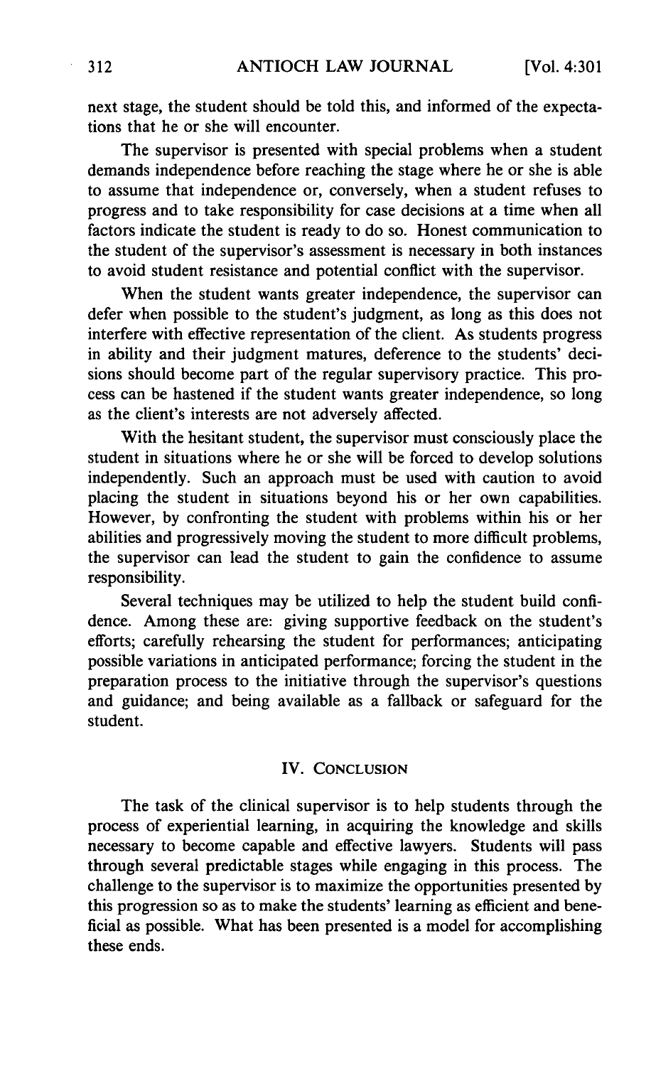next stage, the student should be told this, and informed of the expectations that he or she will encounter.

The supervisor is presented with special problems when a student demands independence before reaching the stage where he or she is able to assume that independence or, conversely, when a student refuses to progress and to take responsibility for case decisions at a time when all factors indicate the student is ready to do so. Honest communication to the student of the supervisor's assessment is necessary in both instances to avoid student resistance and potential conflict with the supervisor.

When the student wants greater independence, the supervisor can defer when possible to the student's judgment, as long as this does not interfere with effective representation of the client. As students progress in ability and their judgment matures, deference to the students' decisions should become part of the regular supervisory practice. This process can be hastened if the student wants greater independence, so long as the client's interests are not adversely affected.

With the hesitant student, the supervisor must consciously place the student in situations where he or she will be forced to develop solutions independently. Such an approach must be used with caution to avoid placing the student in situations beyond his or her own capabilities. However, by confronting the student with problems within his or her abilities and progressively moving the student to more difficult problems, the supervisor can lead the student to gain the confidence to assume responsibility.

Several techniques may be utilized to help the student build confidence. Among these are: giving supportive feedback on the student's efforts; carefully rehearsing the student for performances; anticipating possible variations in anticipated performance; forcing the student in the preparation process to the initiative through the supervisor's questions and guidance; and being available as a fallback or safeguard for the student.

## IV. Conclusion

The task of the clinical supervisor is to help students through the process of experiential learning, in acquiring the knowledge and skills necessary to become capable and effective lawyers. Students will pass through several predictable stages while engaging in this process. The challenge to the supervisor is to maximize the opportunities presented by this progression so as to make the students' learning as efficient and beneficial as possible. What has been presented is a model for accomplishing these ends.